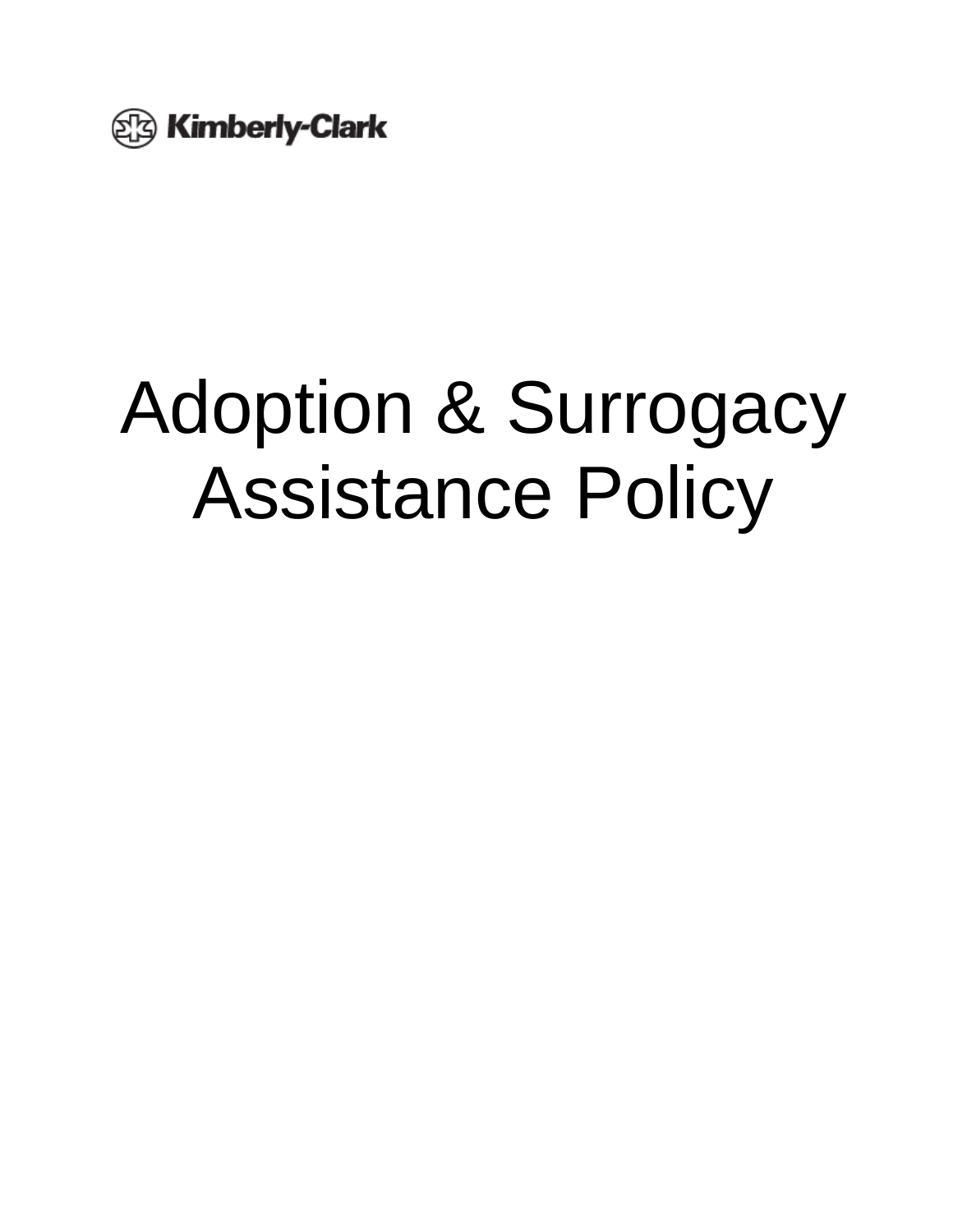Kimberly-Clark

# Adoption & Surrogacy Assistance Policy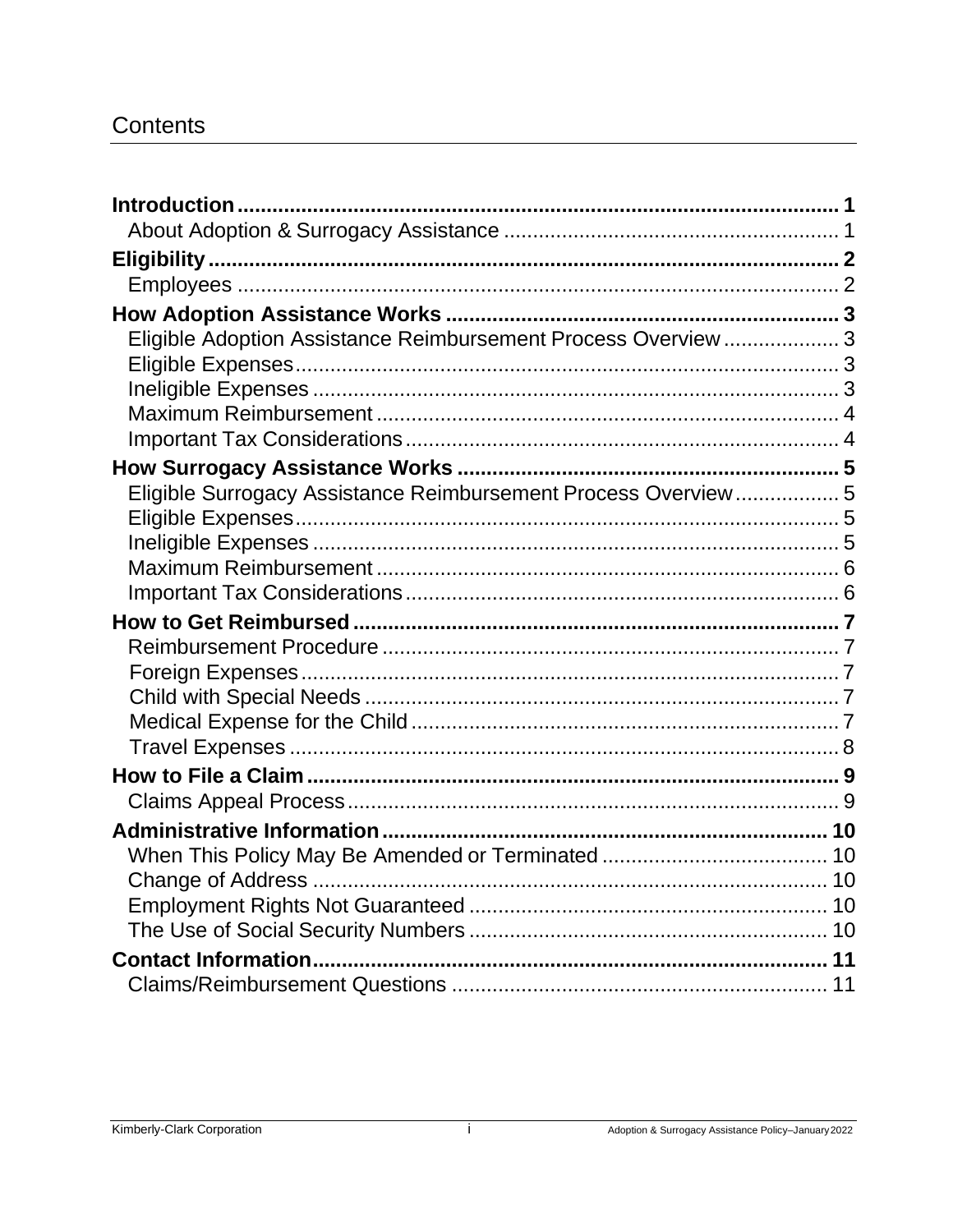# Contents

**Introduction** ..... **1**
- About Adoption & Surrogacy Assistance ..... 1

**Eligibility** ..... **2**
- Employees ..... 2

**How Adoption Assistance Works** ..... **3**
- Eligible Adoption Assistance Reimbursement Process Overview ..... 3
- Eligible Expenses ..... 3
- Ineligible Expenses ..... 3
- Maximum Reimbursement ..... 4
- Important Tax Considerations ..... 4

**How Surrogacy Assistance Works** ..... **5**
- Eligible Surrogacy Assistance Reimbursement Process Overview ..... 5
- Eligible Expenses ..... 5
- Ineligible Expenses ..... 5
- Maximum Reimbursement ..... 6
- Important Tax Considerations ..... 6

**How to Get Reimbursed** ..... **7**
- Reimbursement Procedure ..... 7
- Foreign Expenses ..... 7
- Child with Special Needs ..... 7
- Medical Expense for the Child ..... 7
- Travel Expenses ..... 8

**How to File a Claim** ..... **9**
- Claims Appeal Process ..... 9

**Administrative Information** ..... **10**
- When This Policy May Be Amended or Terminated ..... 10
- Change of Address ..... 10
- Employment Rights Not Guaranteed ..... 10
- The Use of Social Security Numbers ..... 10

**Contact Information** ..... **11**
- Claims/Reimbursement Questions ..... 11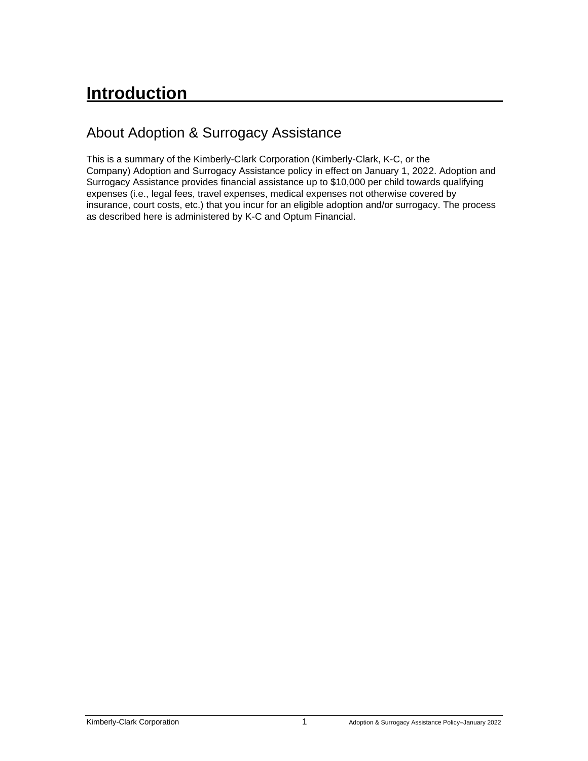# Introduction

## About Adoption & Surrogacy Assistance

This is a summary of the Kimberly-Clark Corporation (Kimberly-Clark, K-C, or the Company) Adoption and Surrogacy Assistance policy in effect on January 1, 2022. Adoption and Surrogacy Assistance provides financial assistance up to $10,000 per child towards qualifying expenses (i.e., legal fees, travel expenses, medical expenses not otherwise covered by insurance, court costs, etc.) that you incur for an eligible adoption and/or surrogacy. The process as described here is administered by K-C and Optum Financial.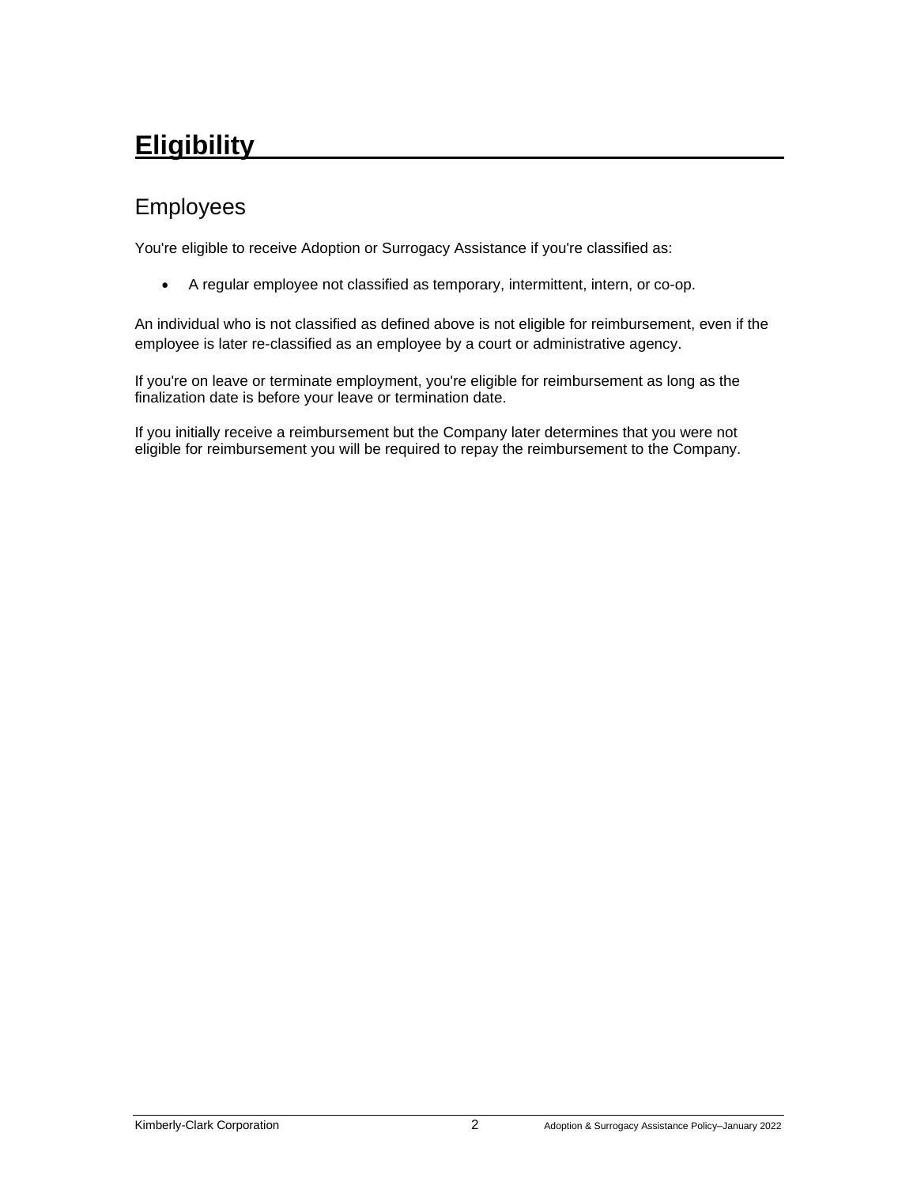# Eligibility

## Employees

You're eligible to receive Adoption or Surrogacy Assistance if you're classified as:

- A regular employee not classified as temporary, intermittent, intern, or co-op.

An individual who is not classified as defined above is not eligible for reimbursement, even if the employee is later re-classified as an employee by a court or administrative agency.

If you're on leave or terminate employment, you're eligible for reimbursement as long as the finalization date is before your leave or termination date.

If you initially receive a reimbursement but the Company later determines that you were not eligible for reimbursement you will be required to repay the reimbursement to the Company.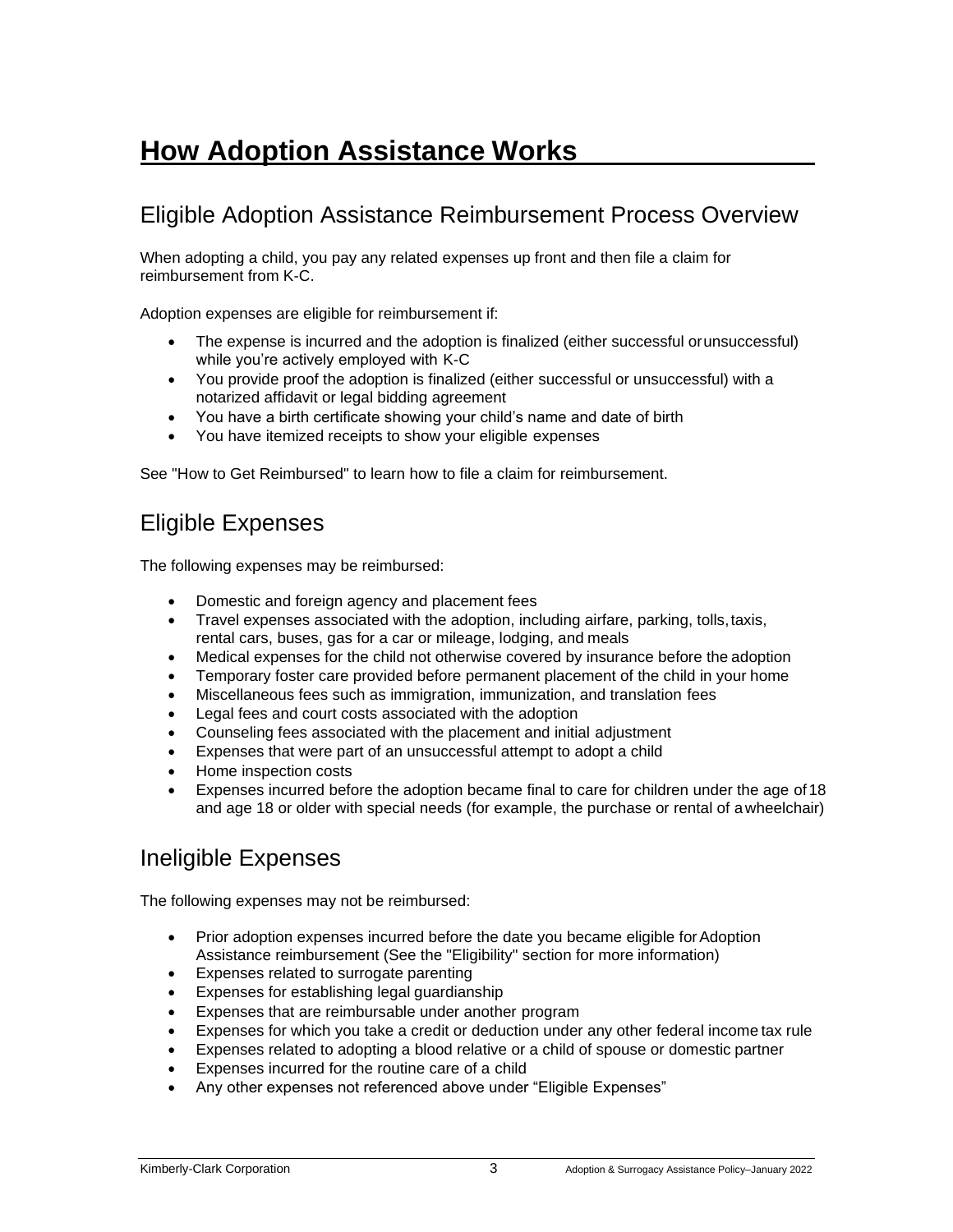# How Adoption Assistance Works

## Eligible Adoption Assistance Reimbursement Process Overview

When adopting a child, you pay any related expenses up front and then file a claim for reimbursement from K-C.

Adoption expenses are eligible for reimbursement if:

- The expense is incurred and the adoption is finalized (either successful or unsuccessful) while you're actively employed with K-C
- You provide proof the adoption is finalized (either successful or unsuccessful) with a notarized affidavit or legal bidding agreement
- You have a birth certificate showing your child's name and date of birth
- You have itemized receipts to show your eligible expenses

See "How to Get Reimbursed" to learn how to file a claim for reimbursement.

## Eligible Expenses

The following expenses may be reimbursed:

- Domestic and foreign agency and placement fees
- Travel expenses associated with the adoption, including airfare, parking, tolls, taxis, rental cars, buses, gas for a car or mileage, lodging, and meals
- Medical expenses for the child not otherwise covered by insurance before the adoption
- Temporary foster care provided before permanent placement of the child in your home
- Miscellaneous fees such as immigration, immunization, and translation fees
- Legal fees and court costs associated with the adoption
- Counseling fees associated with the placement and initial adjustment
- Expenses that were part of an unsuccessful attempt to adopt a child
- Home inspection costs
- Expenses incurred before the adoption became final to care for children under the age of 18 and age 18 or older with special needs (for example, the purchase or rental of a wheelchair)

## Ineligible Expenses

The following expenses may not be reimbursed:

- Prior adoption expenses incurred before the date you became eligible for Adoption Assistance reimbursement (See the "Eligibility" section for more information)
- Expenses related to surrogate parenting
- Expenses for establishing legal guardianship
- Expenses that are reimbursable under another program
- Expenses for which you take a credit or deduction under any other federal income tax rule
- Expenses related to adopting a blood relative or a child of spouse or domestic partner
- Expenses incurred for the routine care of a child
- Any other expenses not referenced above under "Eligible Expenses"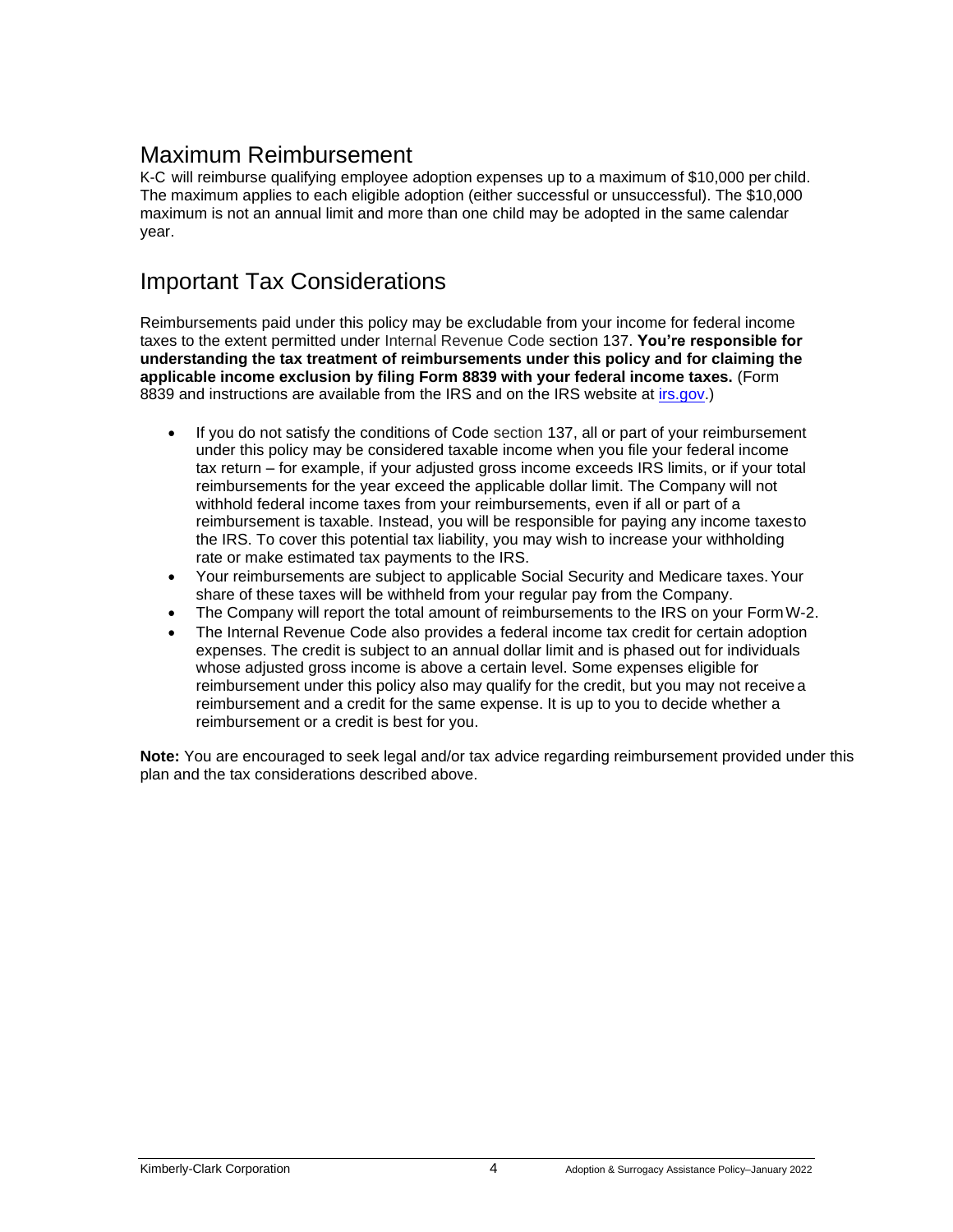## Maximum Reimbursement

K-C will reimburse qualifying employee adoption expenses up to a maximum of $10,000 per child. The maximum applies to each eligible adoption (either successful or unsuccessful). The $10,000 maximum is not an annual limit and more than one child may be adopted in the same calendar year.

## Important Tax Considerations

Reimbursements paid under this policy may be excludable from your income for federal income taxes to the extent permitted under Internal Revenue Code section 137. **You're responsible for understanding the tax treatment of reimbursements under this policy and for claiming the applicable income exclusion by filing Form 8839 with your federal income taxes.** (Form 8839 and instructions are available from the IRS and on the IRS website at [irs.gov](https://www.irs.gov).)

- If you do not satisfy the conditions of Code section 137, all or part of your reimbursement under this policy may be considered taxable income when you file your federal income tax return – for example, if your adjusted gross income exceeds IRS limits, or if your total reimbursements for the year exceed the applicable dollar limit. The Company will not withhold federal income taxes from your reimbursements, even if all or part of a reimbursement is taxable. Instead, you will be responsible for paying any income taxes to the IRS. To cover this potential tax liability, you may wish to increase your withholding rate or make estimated tax payments to the IRS.
- Your reimbursements are subject to applicable Social Security and Medicare taxes. Your share of these taxes will be withheld from your regular pay from the Company.
- The Company will report the total amount of reimbursements to the IRS on your Form W-2.
- The Internal Revenue Code also provides a federal income tax credit for certain adoption expenses. The credit is subject to an annual dollar limit and is phased out for individuals whose adjusted gross income is above a certain level. Some expenses eligible for reimbursement under this policy also may qualify for the credit, but you may not receive a reimbursement and a credit for the same expense. It is up to you to decide whether a reimbursement or a credit is best for you.

**Note:** You are encouraged to seek legal and/or tax advice regarding reimbursement provided under this plan and the tax considerations described above.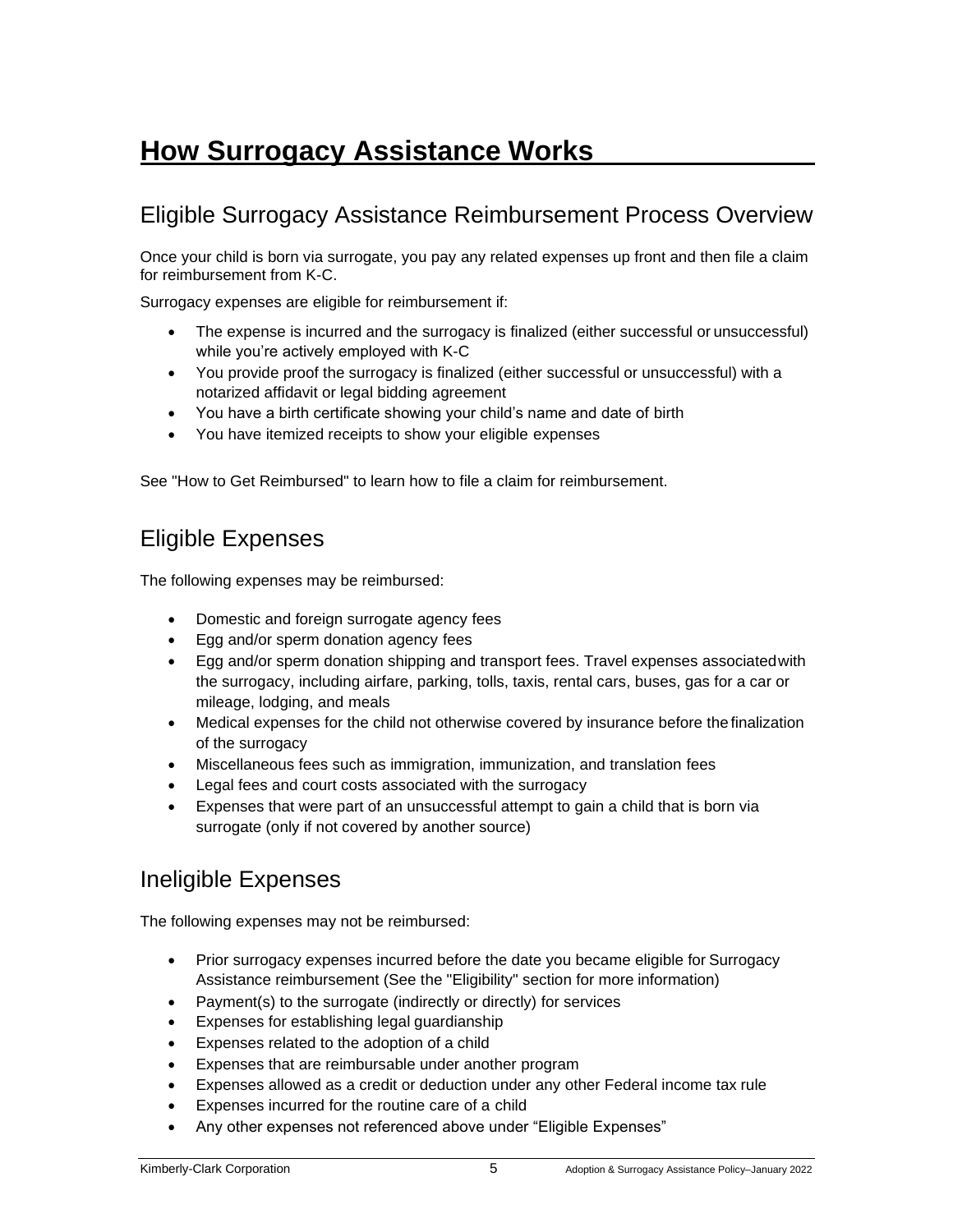# How Surrogacy Assistance Works

## Eligible Surrogacy Assistance Reimbursement Process Overview

Once your child is born via surrogate, you pay any related expenses up front and then file a claim for reimbursement from K-C.

Surrogacy expenses are eligible for reimbursement if:

- The expense is incurred and the surrogacy is finalized (either successful or unsuccessful) while you're actively employed with K-C
- You provide proof the surrogacy is finalized (either successful or unsuccessful) with a notarized affidavit or legal bidding agreement
- You have a birth certificate showing your child's name and date of birth
- You have itemized receipts to show your eligible expenses

See "How to Get Reimbursed" to learn how to file a claim for reimbursement.

## Eligible Expenses

The following expenses may be reimbursed:

- Domestic and foreign surrogate agency fees
- Egg and/or sperm donation agency fees
- Egg and/or sperm donation shipping and transport fees. Travel expenses associated with the surrogacy, including airfare, parking, tolls, taxis, rental cars, buses, gas for a car or mileage, lodging, and meals
- Medical expenses for the child not otherwise covered by insurance before the finalization of the surrogacy
- Miscellaneous fees such as immigration, immunization, and translation fees
- Legal fees and court costs associated with the surrogacy
- Expenses that were part of an unsuccessful attempt to gain a child that is born via surrogate (only if not covered by another source)

## Ineligible Expenses

The following expenses may not be reimbursed:

- Prior surrogacy expenses incurred before the date you became eligible for Surrogacy Assistance reimbursement (See the "Eligibility" section for more information)
- Payment(s) to the surrogate (indirectly or directly) for services
- Expenses for establishing legal guardianship
- Expenses related to the adoption of a child
- Expenses that are reimbursable under another program
- Expenses allowed as a credit or deduction under any other Federal income tax rule
- Expenses incurred for the routine care of a child
- Any other expenses not referenced above under "Eligible Expenses"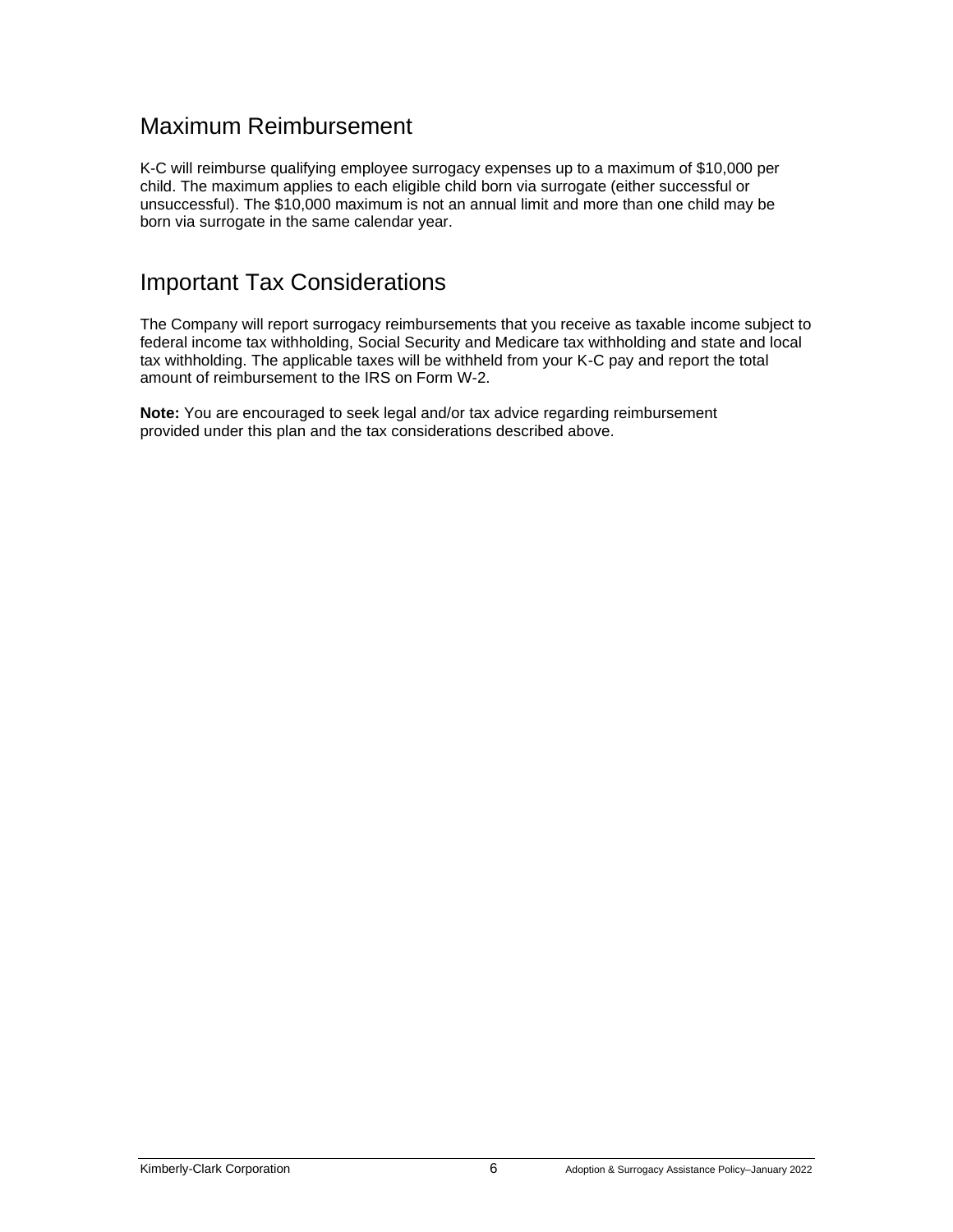## Maximum Reimbursement

K-C will reimburse qualifying employee surrogacy expenses up to a maximum of $10,000 per child. The maximum applies to each eligible child born via surrogate (either successful or unsuccessful). The $10,000 maximum is not an annual limit and more than one child may be born via surrogate in the same calendar year.

## Important Tax Considerations

The Company will report surrogacy reimbursements that you receive as taxable income subject to federal income tax withholding, Social Security and Medicare tax withholding and state and local tax withholding. The applicable taxes will be withheld from your K-C pay and report the total amount of reimbursement to the IRS on Form W-2.

**Note:** You are encouraged to seek legal and/or tax advice regarding reimbursement provided under this plan and the tax considerations described above.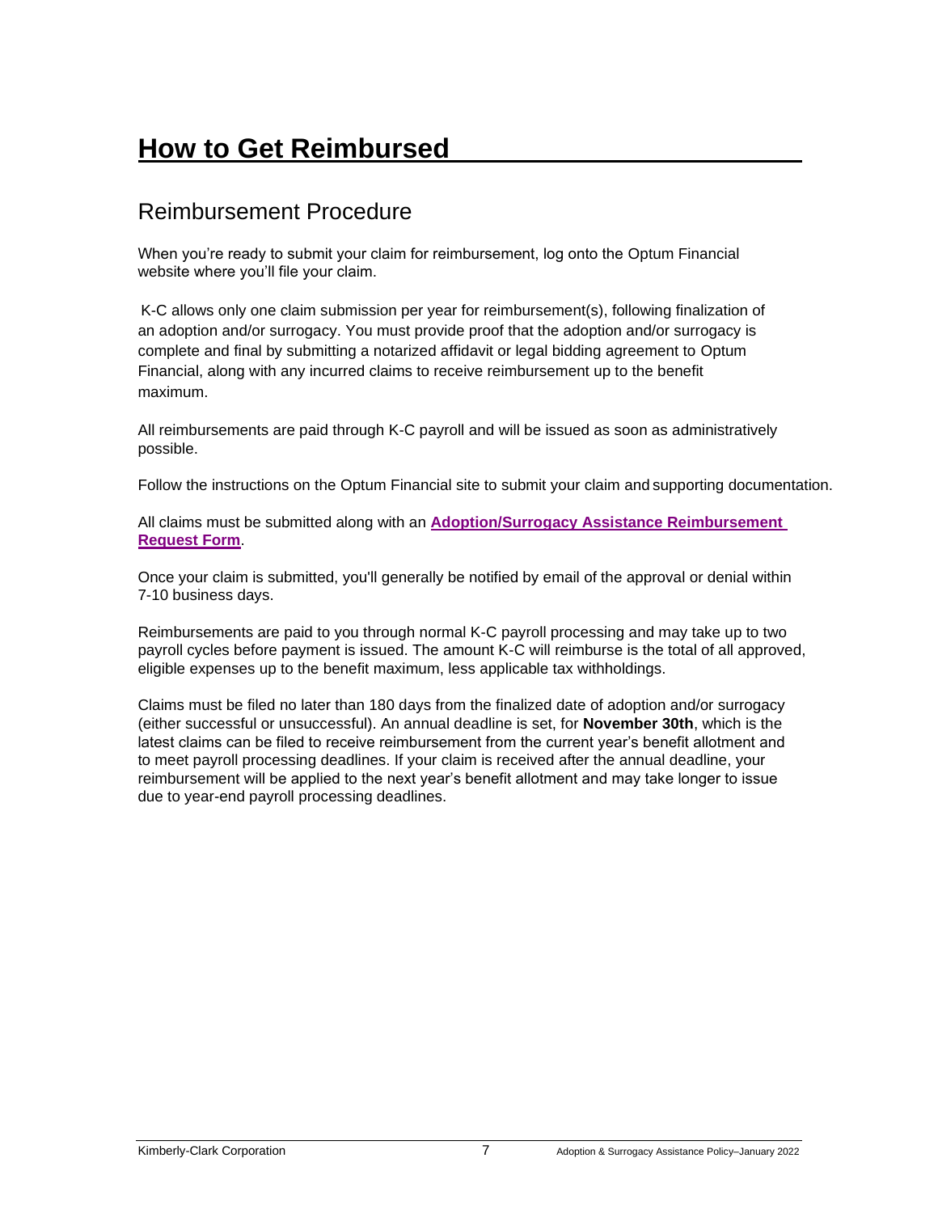# How to Get Reimbursed

## Reimbursement Procedure

When you're ready to submit your claim for reimbursement, log onto the Optum Financial website where you'll file your claim.

K-C allows only one claim submission per year for reimbursement(s), following finalization of an adoption and/or surrogacy. You must provide proof that the adoption and/or surrogacy is complete and final by submitting a notarized affidavit or legal bidding agreement to Optum Financial, along with any incurred claims to receive reimbursement up to the benefit maximum.

All reimbursements are paid through K-C payroll and will be issued as soon as administratively possible.

Follow the instructions on the Optum Financial site to submit your claim and supporting documentation.

All claims must be submitted along with an **Adoption/Surrogacy Assistance Reimbursement Request Form**.

Once your claim is submitted, you'll generally be notified by email of the approval or denial within 7-10 business days.

Reimbursements are paid to you through normal K-C payroll processing and may take up to two payroll cycles before payment is issued. The amount K-C will reimburse is the total of all approved, eligible expenses up to the benefit maximum, less applicable tax withholdings.

Claims must be filed no later than 180 days from the finalized date of adoption and/or surrogacy (either successful or unsuccessful). An annual deadline is set, for **November 30th**, which is the latest claims can be filed to receive reimbursement from the current year's benefit allotment and to meet payroll processing deadlines. If your claim is received after the annual deadline, your reimbursement will be applied to the next year's benefit allotment and may take longer to issue due to year-end payroll processing deadlines.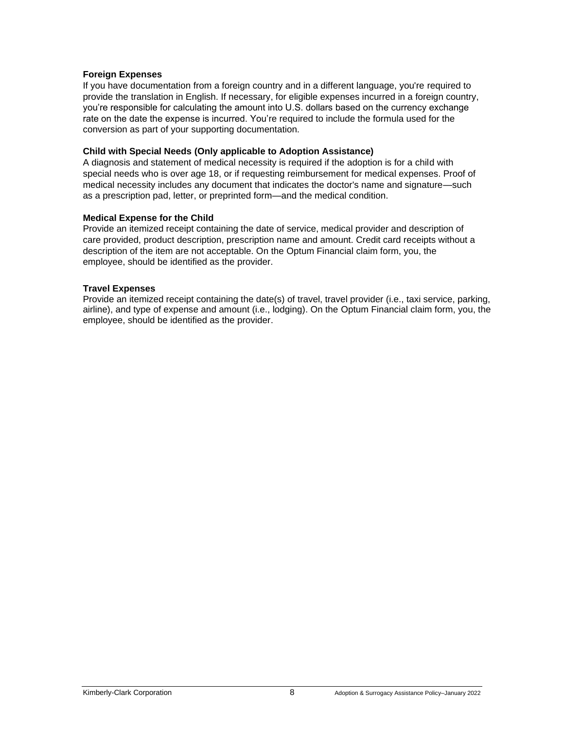**Foreign Expenses**

If you have documentation from a foreign country and in a different language, you're required to provide the translation in English. If necessary, for eligible expenses incurred in a foreign country, you're responsible for calculating the amount into U.S. dollars based on the currency exchange rate on the date the expense is incurred. You're required to include the formula used for the conversion as part of your supporting documentation.

**Child with Special Needs (Only applicable to Adoption Assistance)**

A diagnosis and statement of medical necessity is required if the adoption is for a child with special needs who is over age 18, or if requesting reimbursement for medical expenses. Proof of medical necessity includes any document that indicates the doctor's name and signature—such as a prescription pad, letter, or preprinted form—and the medical condition.

**Medical Expense for the Child**

Provide an itemized receipt containing the date of service, medical provider and description of care provided, product description, prescription name and amount. Credit card receipts without a description of the item are not acceptable. On the Optum Financial claim form, you, the employee, should be identified as the provider.

**Travel Expenses**

Provide an itemized receipt containing the date(s) of travel, travel provider (i.e., taxi service, parking, airline), and type of expense and amount (i.e., lodging). On the Optum Financial claim form, you, the employee, should be identified as the provider.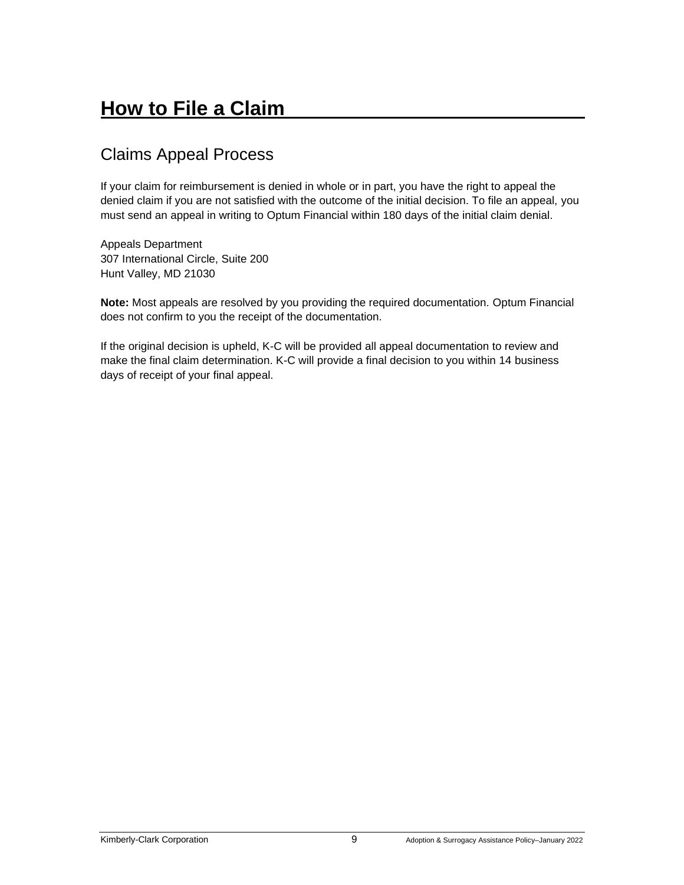# How to File a Claim

## Claims Appeal Process

If your claim for reimbursement is denied in whole or in part, you have the right to appeal the denied claim if you are not satisfied with the outcome of the initial decision. To file an appeal, you must send an appeal in writing to Optum Financial within 180 days of the initial claim denial.

Appeals Department
307 International Circle, Suite 200
Hunt Valley, MD 21030

**Note:** Most appeals are resolved by you providing the required documentation. Optum Financial does not confirm to you the receipt of the documentation.

If the original decision is upheld, K-C will be provided all appeal documentation to review and make the final claim determination. K-C will provide a final decision to you within 14 business days of receipt of your final appeal.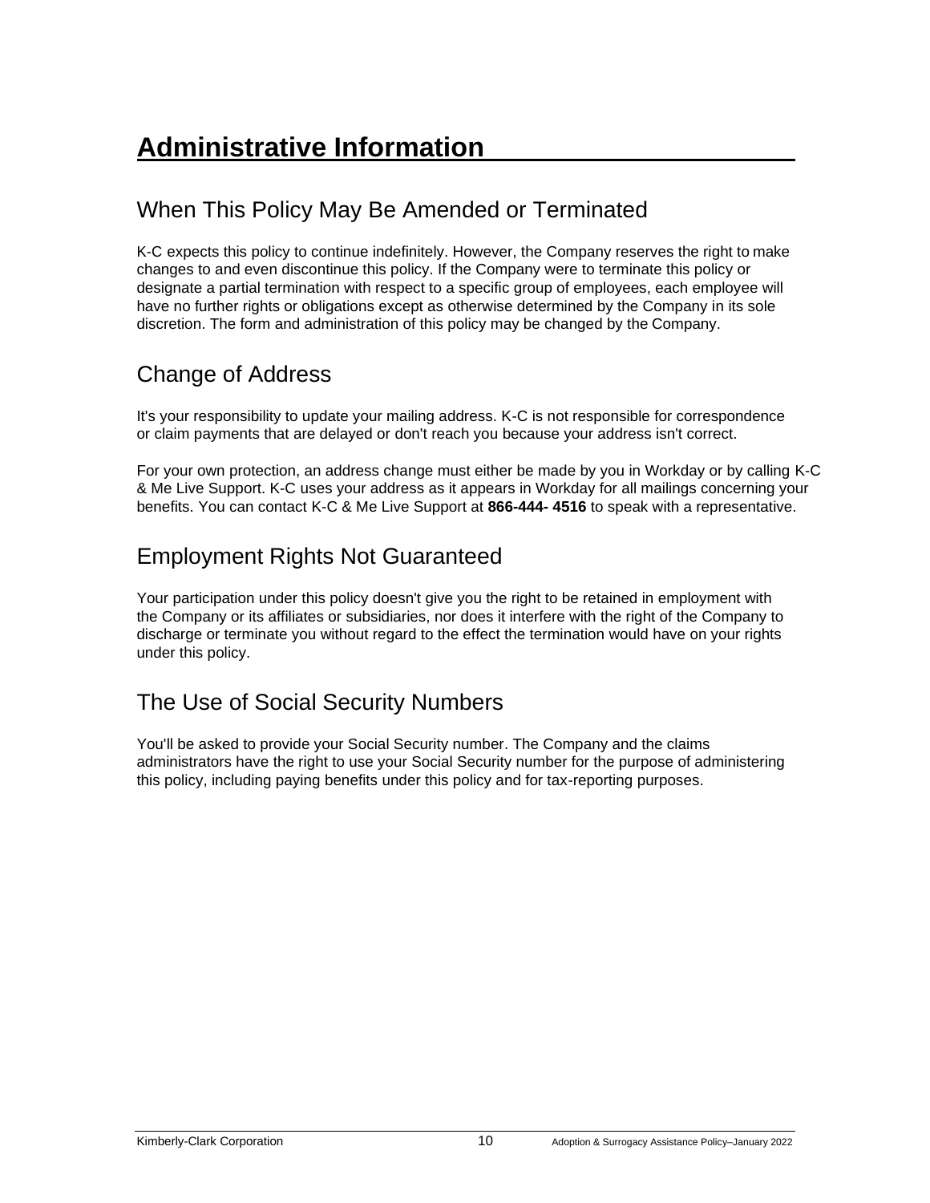# Administrative Information

## When This Policy May Be Amended or Terminated

K-C expects this policy to continue indefinitely. However, the Company reserves the right to make changes to and even discontinue this policy. If the Company were to terminate this policy or designate a partial termination with respect to a specific group of employees, each employee will have no further rights or obligations except as otherwise determined by the Company in its sole discretion. The form and administration of this policy may be changed by the Company.

## Change of Address

It's your responsibility to update your mailing address. K-C is not responsible for correspondence or claim payments that are delayed or don't reach you because your address isn't correct.

For your own protection, an address change must either be made by you in Workday or by calling K-C & Me Live Support. K-C uses your address as it appears in Workday for all mailings concerning your benefits. You can contact K-C & Me Live Support at **866-444- 4516** to speak with a representative.

## Employment Rights Not Guaranteed

Your participation under this policy doesn't give you the right to be retained in employment with the Company or its affiliates or subsidiaries, nor does it interfere with the right of the Company to discharge or terminate you without regard to the effect the termination would have on your rights under this policy.

## The Use of Social Security Numbers

You'll be asked to provide your Social Security number. The Company and the claims administrators have the right to use your Social Security number for the purpose of administering this policy, including paying benefits under this policy and for tax-reporting purposes.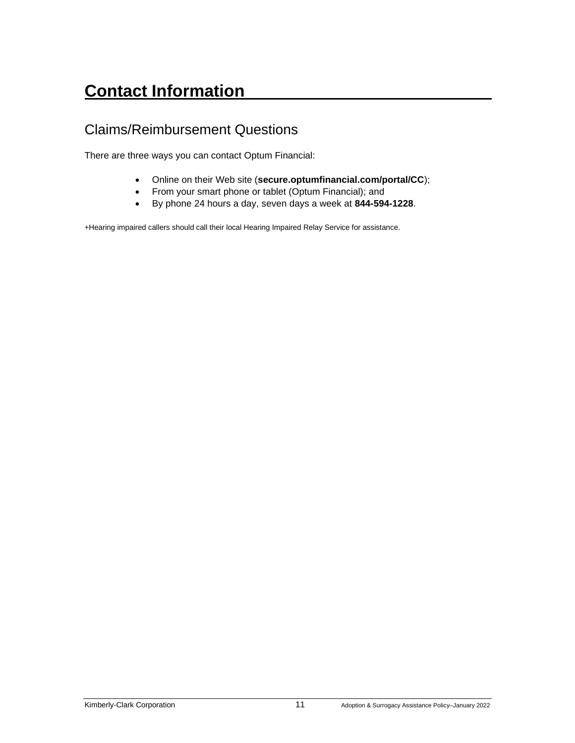# Contact Information

## Claims/Reimbursement Questions

There are three ways you can contact Optum Financial:

- Online on their Web site (**secure.optumfinancial.com/portal/CC**);
- From your smart phone or tablet (Optum Financial); and
- By phone 24 hours a day, seven days a week at **844-594-1228**.

+Hearing impaired callers should call their local Hearing Impaired Relay Service for assistance.